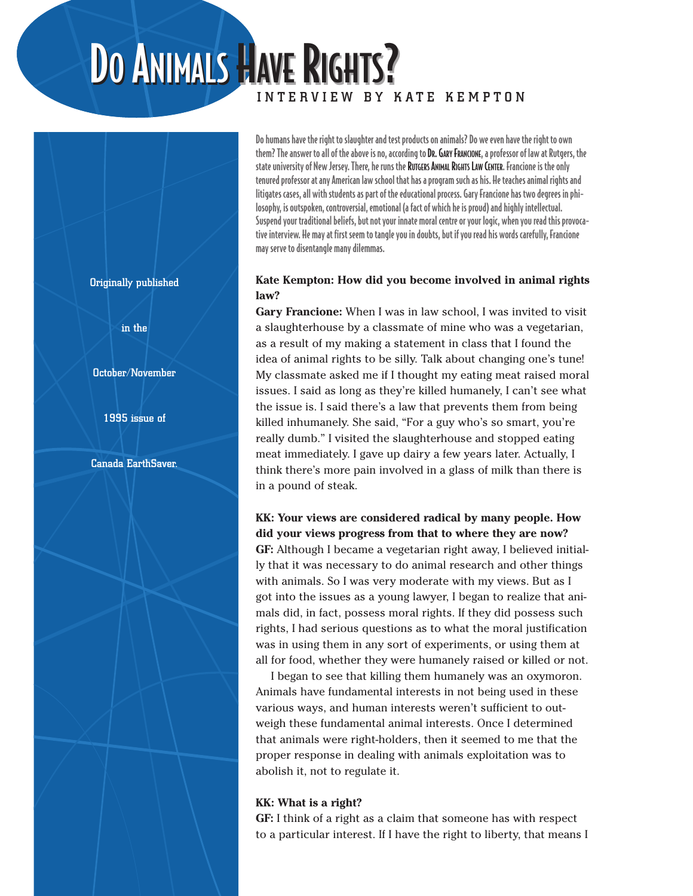# Do Animals Have Rights?

INTERVIEW BY KATE KEMPTON

Originally published in the October/November 1995 issue of Canada EarthSaver.

Do humans have the right to slaughter and test products on animals? Do we even have the right to own them? The answer to all of the above is no, according to **Dr. Gary Francione**, a professor of law at Rutgers, the state university of New Jersey. There, he runs the **Rutgers Animal Rights Law Center**. Francione is the only tenured professor at any American law school that has a program such as his. He teaches animal rights and litigates cases, all with students as part of the educational process. Gary Francione has two degrees in philosophy, is outspoken, controversial, emotional (a fact of which he is proud) and highly intellectual. Suspend your traditional beliefs, but not your innate moral centre or your logic, when you read this provocative interview. He may at first seem to tangle you in doubts, but if you read his words carefully, Francione may serve to disentangle many dilemmas.

**Kate Kempton: How did you become involved in animal rights law?**

**Gary Francione:** When I was in law school, I was invited to visit a slaughterhouse by a classmate of mine who was a vegetarian, as a result of my making a statement in class that I found the idea of animal rights to be silly. Talk about changing one's tune! My classmate asked me if I thought my eating meat raised moral issues. I said as long as they're killed humanely, I can't see what the issue is. I said there's a law that prevents them from being killed inhumanely. She said, "For a guy who's so smart, you're really dumb." I visited the slaughterhouse and stopped eating meat immediately. I gave up dairy a few years later. Actually, I think there's more pain involved in a glass of milk than there is in a pound of steak.

**KK: Your views are considered radical by many people. How did your views progress from that to where they are now?**

**GF:** Although I became a vegetarian right away, I believed initially that it was necessary to do animal research and other things with animals. So I was very moderate with my views. But as I got into the issues as a young lawyer, I began to realize that animals did, in fact, possess moral rights. If they did possess such rights, I had serious questions as to what the moral justification was in using them in any sort of experiments, or using them at all for food, whether they were humanely raised or killed or not.

I began to see that killing them humanely was an oxymoron. Animals have fundamental interests in not being used in these various ways, and human interests weren't sufficient to outweigh these fundamental animal interests. Once I determined that animals were right-holders, then it seemed to me that the proper response in dealing with animals exploitation was to abolish it, not to regulate it.

**KK: What is a right?**

**GF:** I think of a right as a claim that someone has with respect to a particular interest. If I have the right to liberty, that means I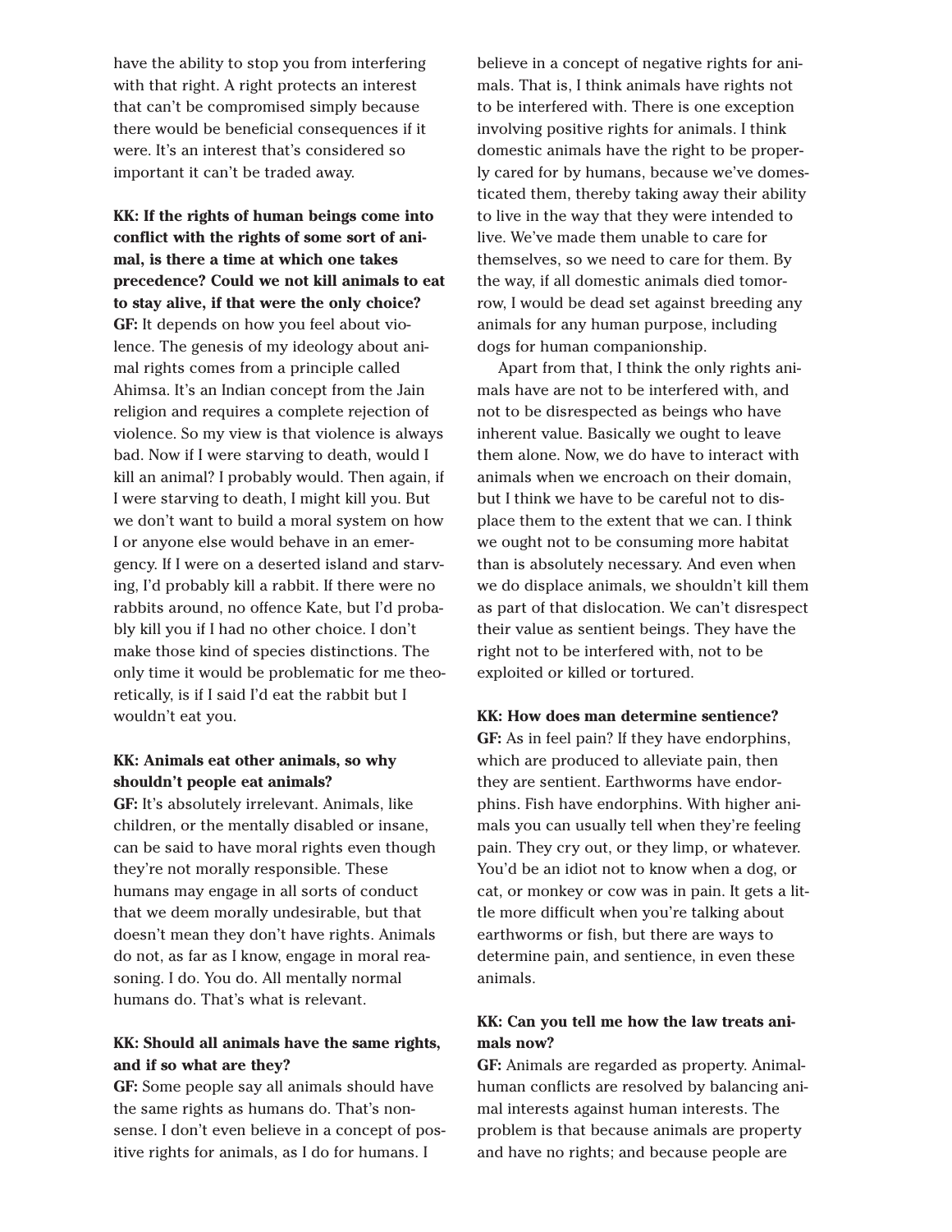have the ability to stop you from interfering with that right. A right protects an interest that can't be compromised simply because there would be beneficial consequences if it were. It's an interest that's considered so important it can't be traded away.

**KK: If the rights of human beings come into conflict with the rights of some sort of animal, is there a time at which one takes precedence? Could we not kill animals to eat to stay alive, if that were the only choice?**

**GF:** It depends on how you feel about violence. The genesis of my ideology about animal rights comes from a principle called Ahimsa. It's an Indian concept from the Jain religion and requires a complete rejection of violence. So my view is that violence is always bad. Now if I were starving to death, would I kill an animal? I probably would. Then again, if I were starving to death, I might kill you. But we don't want to build a moral system on how I or anyone else would behave in an emergency. If I were on a deserted island and starving, I'd probably kill a rabbit. If there were no rabbits around, no offence Kate, but I'd probably kill you if I had no other choice. I don't make those kind of species distinctions. The only time it would be problematic for me theoretically, is if I said I'd eat the rabbit but I wouldn't eat you.

**KK: Animals eat other animals, so why shouldn't people eat animals?**

**GF:** It's absolutely irrelevant. Animals, like children, or the mentally disabled or insane, can be said to have moral rights even though they're not morally responsible. These humans may engage in all sorts of conduct that we deem morally undesirable, but that doesn't mean they don't have rights. Animals do not, as far as I know, engage in moral reasoning. I do. You do. All mentally normal humans do. That's what is relevant.

**KK: Should all animals have the same rights, and if so what are they?**

**GF:** Some people say all animals should have the same rights as humans do. That's nonsense. I don't even believe in a concept of positive rights for animals, as I do for humans. I believe in a concept of negative rights for animals. That is, I think animals have rights not to be interfered with. There is one exception involving positive rights for animals. I think domestic animals have the right to be properly cared for by humans, because we've domesticated them, thereby taking away their ability to live in the way that they were intended to live. We've made them unable to care for themselves, so we need to care for them. By the way, if all domestic animals died tomorrow, I would be dead set against breeding any animals for any human purpose, including dogs for human companionship.

Apart from that, I think the only rights animals have are not to be interfered with, and not to be disrespected as beings who have inherent value. Basically we ought to leave them alone. Now, we do have to interact with animals when we encroach on their domain, but I think we have to be careful not to displace them to the extent that we can. I think we ought not to be consuming more habitat than is absolutely necessary. And even when we do displace animals, we shouldn't kill them as part of that dislocation. We can't disrespect their value as sentient beings. They have the right not to be interfered with, not to be exploited or killed or tortured.

**KK: How does man determine sentience?**

**GF:** As in feel pain? If they have endorphins, which are produced to alleviate pain, then they are sentient. Earthworms have endorphins. Fish have endorphins. With higher animals you can usually tell when they're feeling pain. They cry out, or they limp, or whatever. You'd be an idiot not to know when a dog, or cat, or monkey or cow was in pain. It gets a little more difficult when you're talking about earthworms or fish, but there are ways to determine pain, and sentience, in even these animals.

**KK: Can you tell me how the law treats animals now?**

**GF:** Animals are regarded as property. Animal-human conflicts are resolved by balancing animal interests against human interests. The problem is that because animals are property and have no rights; and because people are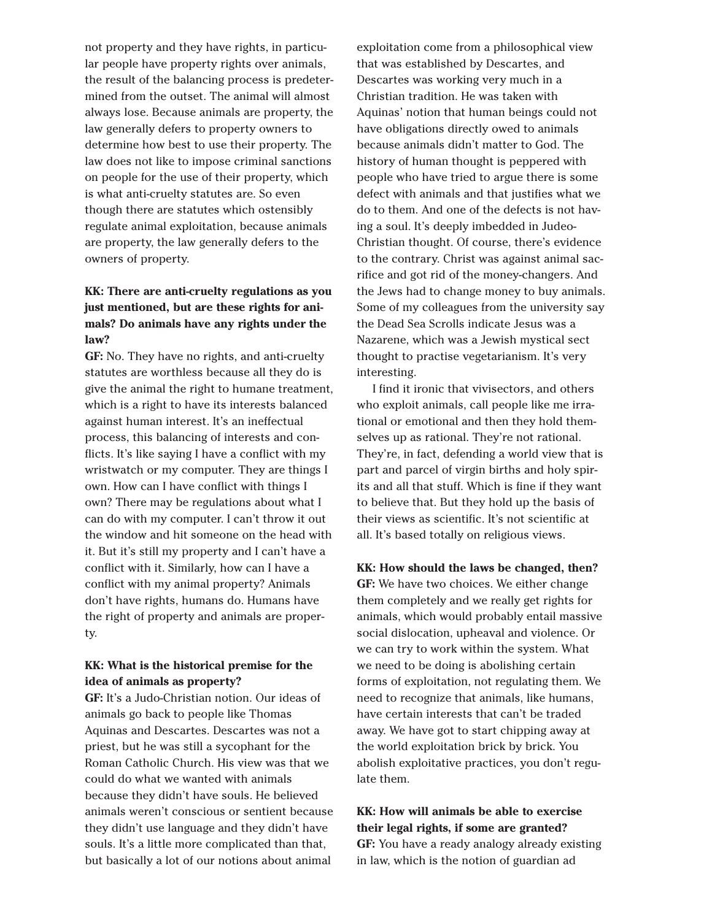not property and they have rights, in particular people have property rights over animals, the result of the balancing process is predetermined from the outset. The animal will almost always lose. Because animals are property, the law generally defers to property owners to determine how best to use their property. The law does not like to impose criminal sanctions on people for the use of their property, which is what anti-cruelty statutes are. So even though there are statutes which ostensibly regulate animal exploitation, because animals are property, the law generally defers to the owners of property.

**KK: There are anti-cruelty regulations as you just mentioned, but are these rights for animals? Do animals have any rights under the law?**

**GF:** No. They have no rights, and anti-cruelty statutes are worthless because all they do is give the animal the right to humane treatment, which is a right to have its interests balanced against human interest. It's an ineffectual process, this balancing of interests and conflicts. It's like saying I have a conflict with my wristwatch or my computer. They are things I own. How can I have conflict with things I own? There may be regulations about what I can do with my computer. I can't throw it out the window and hit someone on the head with it. But it's still my property and I can't have a conflict with it. Similarly, how can I have a conflict with my animal property? Animals don't have rights, humans do. Humans have the right of property and animals are property.

**KK: What is the historical premise for the idea of animals as property?**

**GF:** It's a Judo-Christian notion. Our ideas of animals go back to people like Thomas Aquinas and Descartes. Descartes was not a priest, but he was still a sycophant for the Roman Catholic Church. His view was that we could do what we wanted with animals because they didn't have souls. He believed animals weren't conscious or sentient because they didn't use language and they didn't have souls. It's a little more complicated than that, but basically a lot of our notions about animal exploitation come from a philosophical view that was established by Descartes, and Descartes was working very much in a Christian tradition. He was taken with Aquinas' notion that human beings could not have obligations directly owed to animals because animals didn't matter to God. The history of human thought is peppered with people who have tried to argue there is some defect with animals and that justifies what we do to them. And one of the defects is not having a soul. It's deeply imbedded in Judeo-Christian thought. Of course, there's evidence to the contrary. Christ was against animal sacrifice and got rid of the money-changers. And the Jews had to change money to buy animals. Some of my colleagues from the university say the Dead Sea Scrolls indicate Jesus was a Nazarene, which was a Jewish mystical sect thought to practise vegetarianism. It's very interesting.

I find it ironic that vivisectors, and others who exploit animals, call people like me irrational or emotional and then they hold themselves up as rational. They're not rational. They're, in fact, defending a world view that is part and parcel of virgin births and holy spirits and all that stuff. Which is fine if they want to believe that. But they hold up the basis of their views as scientific. It's not scientific at all. It's based totally on religious views.

**KK: How should the laws be changed, then?**

**GF:** We have two choices. We either change them completely and we really get rights for animals, which would probably entail massive social dislocation, upheaval and violence. Or we can try to work within the system. What we need to be doing is abolishing certain forms of exploitation, not regulating them. We need to recognize that animals, like humans, have certain interests that can't be traded away. We have got to start chipping away at the world exploitation brick by brick. You abolish exploitative practices, you don't regulate them.

**KK: How will animals be able to exercise their legal rights, if some are granted?**

**GF:** You have a ready analogy already existing in law, which is the notion of guardian ad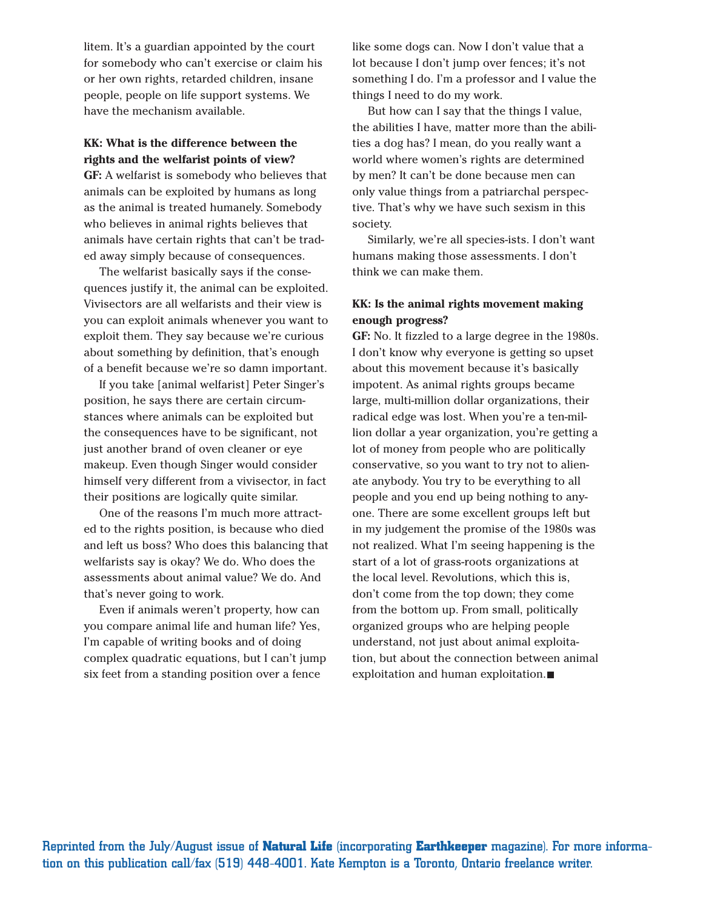litem. It's a guardian appointed by the court for somebody who can't exercise or claim his or her own rights, retarded children, insane people, people on life support systems. We have the mechanism available.

**KK: What is the difference between the rights and the welfarist points of view?**

**GF:** A welfarist is somebody who believes that animals can be exploited by humans as long as the animal is treated humanely. Somebody who believes in animal rights believes that animals have certain rights that can't be traded away simply because of consequences.

The welfarist basically says if the consequences justify it, the animal can be exploited. Vivisectors are all welfarists and their view is you can exploit animals whenever you want to exploit them. They say because we're curious about something by definition, that's enough of a benefit because we're so damn important.

If you take [animal welfarist] Peter Singer's position, he says there are certain circumstances where animals can be exploited but the consequences have to be significant, not just another brand of oven cleaner or eye makeup. Even though Singer would consider himself very different from a vivisector, in fact their positions are logically quite similar.

One of the reasons I'm much more attracted to the rights position, is because who died and left us boss? Who does this balancing that welfarists say is okay? We do. Who does the assessments about animal value? We do. And that's never going to work.

Even if animals weren't property, how can you compare animal life and human life? Yes, I'm capable of writing books and of doing complex quadratic equations, but I can't jump six feet from a standing position over a fence like some dogs can. Now I don't value that a lot because I don't jump over fences; it's not something I do. I'm a professor and I value the things I need to do my work.

But how can I say that the things I value, the abilities I have, matter more than the abilities a dog has? I mean, do you really want a world where women's rights are determined by men? It can't be done because men can only value things from a patriarchal perspective. That's why we have such sexism in this society.

Similarly, we're all species-ists. I don't want humans making those assessments. I don't think we can make them.

**KK: Is the animal rights movement making enough progress?**

**GF:** No. It fizzled to a large degree in the 1980s. I don't know why everyone is getting so upset about this movement because it's basically impotent. As animal rights groups became large, multi-million dollar organizations, their radical edge was lost. When you're a ten-million dollar a year organization, you're getting a lot of money from people who are politically conservative, so you want to try not to alienate anybody. You try to be everything to all people and you end up being nothing to anyone. There are some excellent groups left but in my judgement the promise of the 1980s was not realized. What I'm seeing happening is the start of a lot of grass-roots organizations at the local level. Revolutions, which this is, don't come from the top down; they come from the bottom up. From small, politically organized groups who are helping people understand, not just about animal exploitation, but about the connection between animal exploitation and human exploitation. ■

Reprinted from the July/August issue of **Natural Life** (incorporating **Earthkeeper** magazine). For more information on this publication call/fax (519) 448-4001. Kate Kempton is a Toronto, Ontario freelance writer.